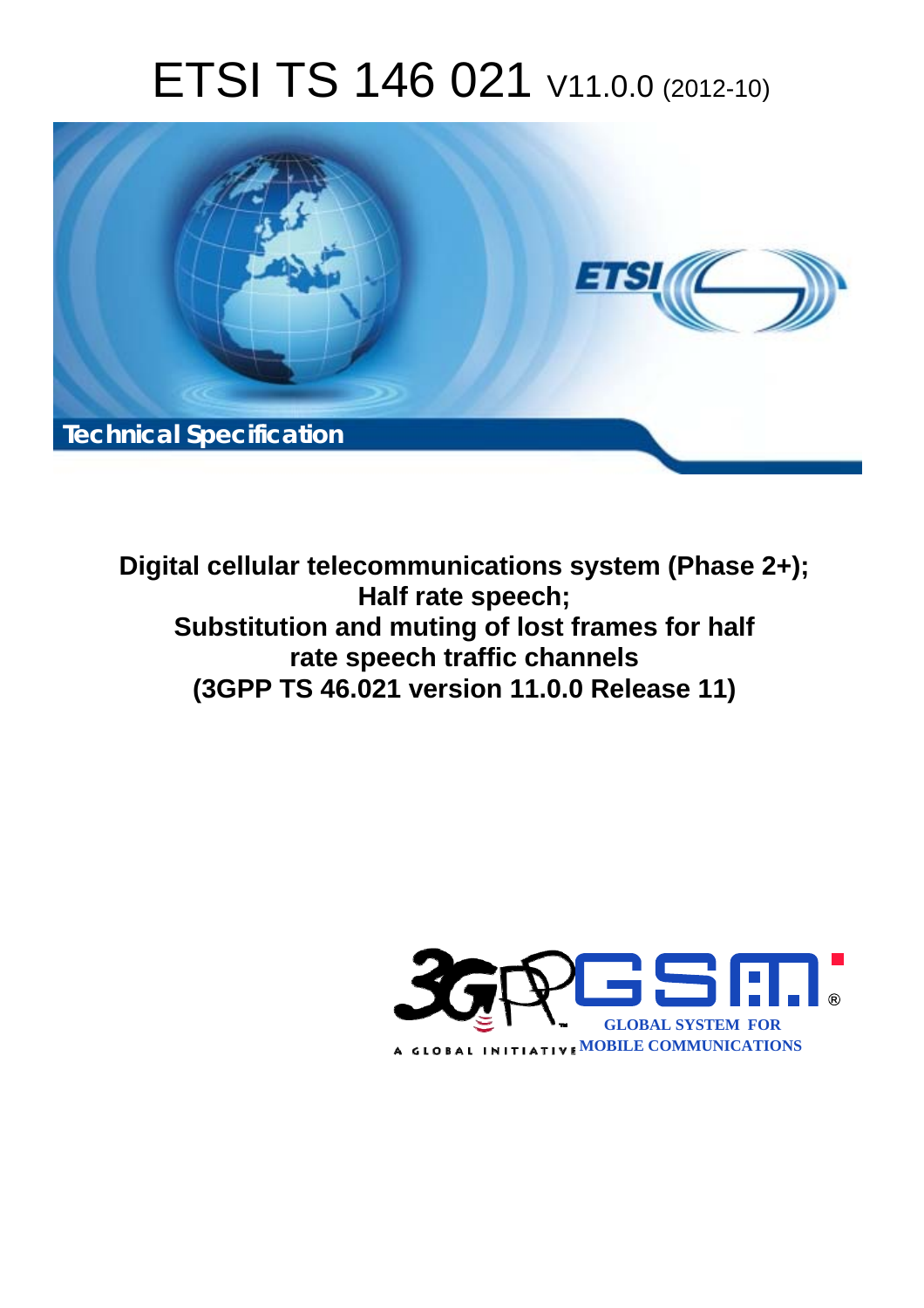# ETSI TS 146 021 V11.0.0 (2012-10)

Technical Specification

**Digital cellular telecommunications system (Phase 2+); Half rate speech; Substitution and muting of lost frames for half rate speech traffic channels (3GPP TS 46.021 version 11.0.0 Release 11)**

GLOBAL SYSTEM FOR MOBILE COMMUNICATIONS

A GLOBAL INITIATIVE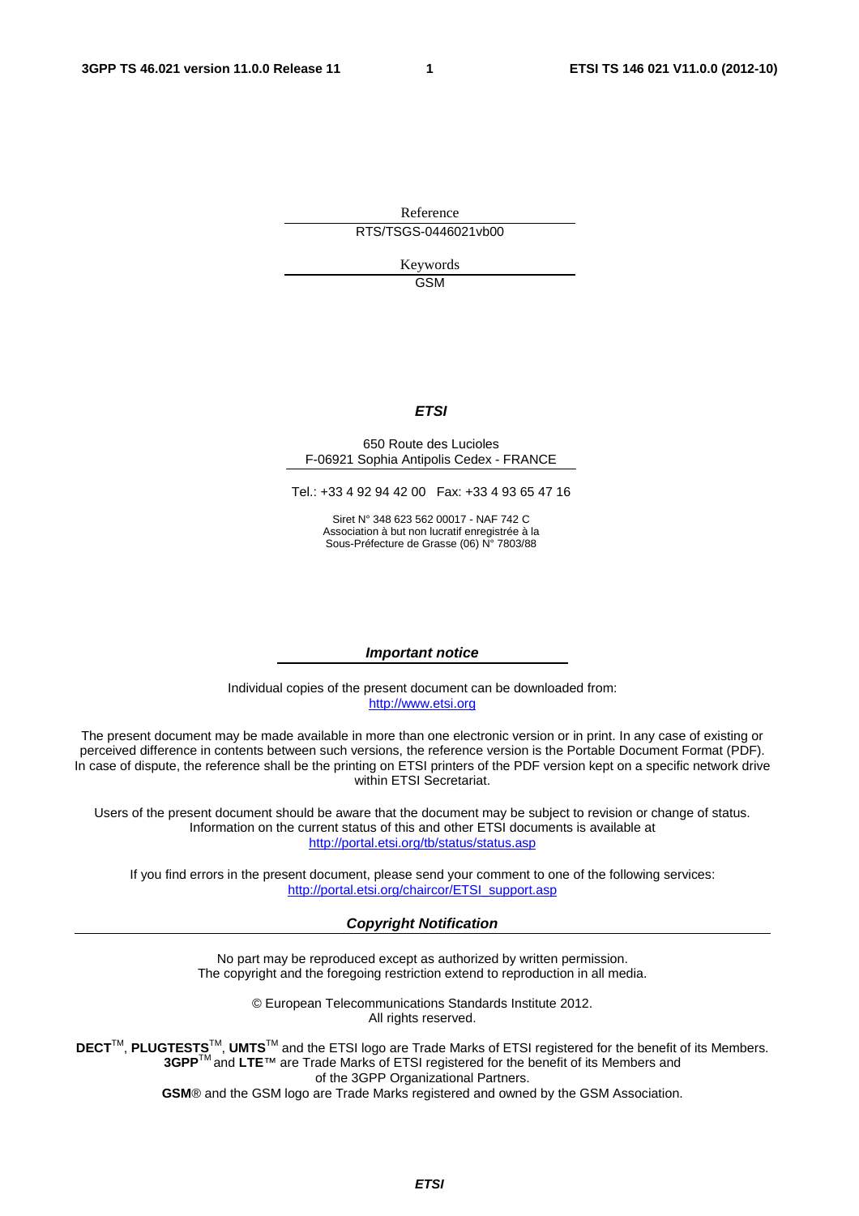Reference

RTS/TSGS-0446021vb00

Keywords

GSM

***ETSI***

650 Route des Lucioles
F-06921 Sophia Antipolis Cedex - FRANCE

Tel.: +33 4 92 94 42 00 Fax: +33 4 93 65 47 16

Siret N° 348 623 562 00017 - NAF 742 C
Association à but non lucratif enregistrée à la
Sous-Préfecture de Grasse (06) N° 7803/88

***Important notice***

Individual copies of the present document can be downloaded from:
http://www.etsi.org

The present document may be made available in more than one electronic version or in print. In any case of existing or perceived difference in contents between such versions, the reference version is the Portable Document Format (PDF). In case of dispute, the reference shall be the printing on ETSI printers of the PDF version kept on a specific network drive within ETSI Secretariat.

Users of the present document should be aware that the document may be subject to revision or change of status. Information on the current status of this and other ETSI documents is available at
http://portal.etsi.org/tb/status/status.asp

If you find errors in the present document, please send your comment to one of the following services:
http://portal.etsi.org/chaircor/ETSI_support.asp

***Copyright Notification***

No part may be reproduced except as authorized by written permission.
The copyright and the foregoing restriction extend to reproduction in all media.

© European Telecommunications Standards Institute 2012.
All rights reserved.

**DECT**TM, **PLUGTESTS**TM, **UMTS**TM and the ETSI logo are Trade Marks of ETSI registered for the benefit of its Members.
**3GPP**TM and **LTE**™ are Trade Marks of ETSI registered for the benefit of its Members and of the 3GPP Organizational Partners.
**GSM**® and the GSM logo are Trade Marks registered and owned by the GSM Association.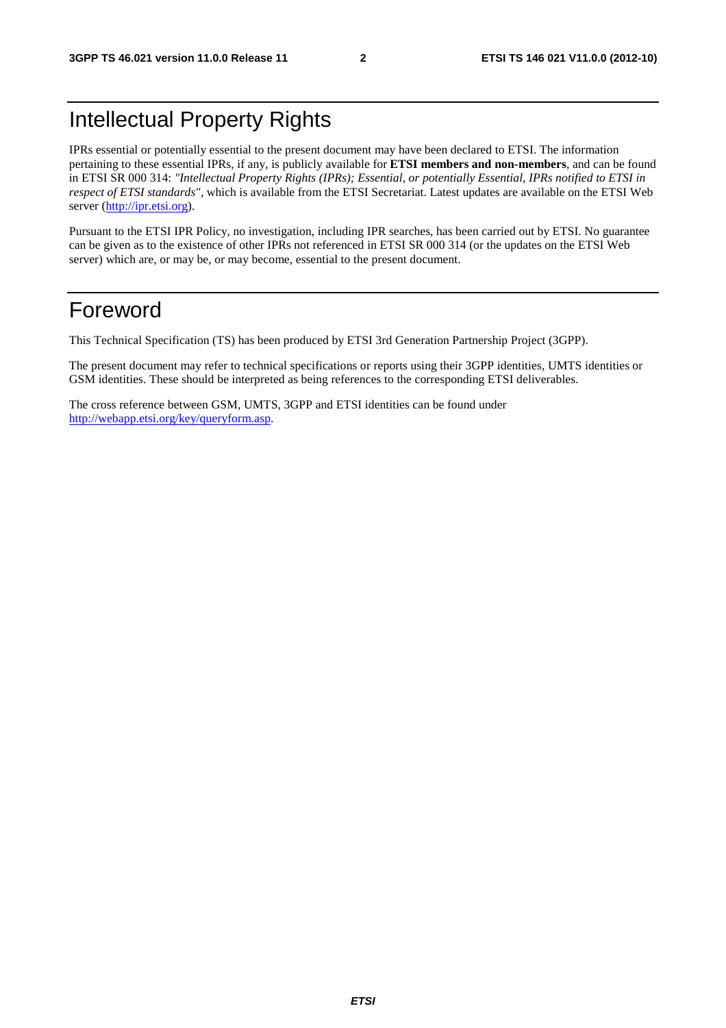# Intellectual Property Rights

IPRs essential or potentially essential to the present document may have been declared to ETSI. The information pertaining to these essential IPRs, if any, is publicly available for **ETSI members and non-members**, and can be found in ETSI SR 000 314: *"Intellectual Property Rights (IPRs); Essential, or potentially Essential, IPRs notified to ETSI in respect of ETSI standards"*, which is available from the ETSI Secretariat. Latest updates are available on the ETSI Web server (http://ipr.etsi.org).

Pursuant to the ETSI IPR Policy, no investigation, including IPR searches, has been carried out by ETSI. No guarantee can be given as to the existence of other IPRs not referenced in ETSI SR 000 314 (or the updates on the ETSI Web server) which are, or may be, or may become, essential to the present document.

# Foreword

This Technical Specification (TS) has been produced by ETSI 3rd Generation Partnership Project (3GPP).

The present document may refer to technical specifications or reports using their 3GPP identities, UMTS identities or GSM identities. These should be interpreted as being references to the corresponding ETSI deliverables.

The cross reference between GSM, UMTS, 3GPP and ETSI identities can be found under http://webapp.etsi.org/key/queryform.asp.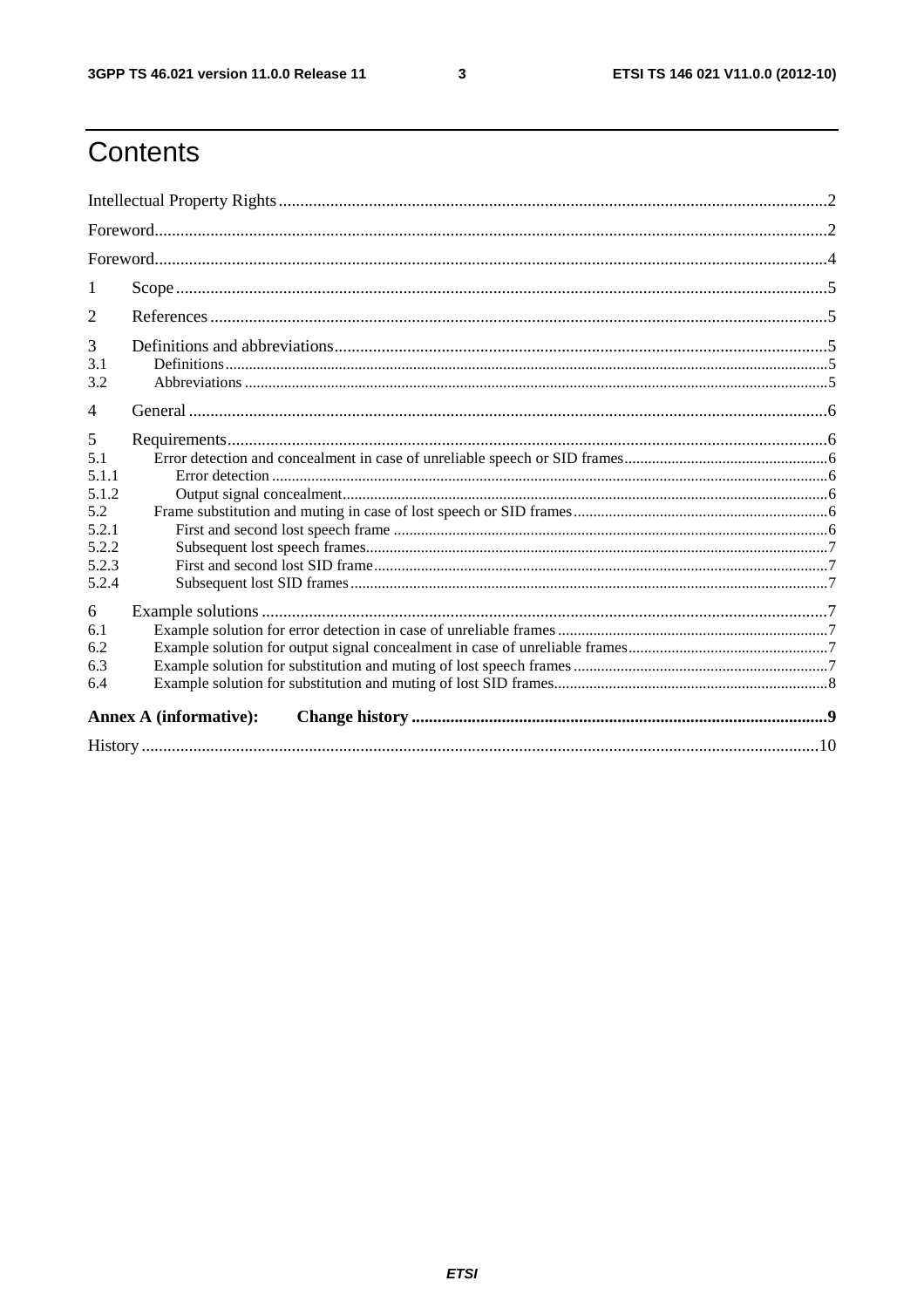# Contents

Intellectual Property Rights .......... 2

Foreword .......... 2

Foreword .......... 4

1 Scope .......... 5

2 References .......... 5

3 Definitions and abbreviations .......... 5

3.1 Definitions .......... 5

3.2 Abbreviations .......... 5

4 General .......... 6

5 Requirements .......... 6

5.1 Error detection and concealment in case of unreliable speech or SID frames .......... 6

5.1.1 Error detection .......... 6

5.1.2 Output signal concealment .......... 6

5.2 Frame substitution and muting in case of lost speech or SID frames .......... 6

5.2.1 First and second lost speech frame .......... 6

5.2.2 Subsequent lost speech frames .......... 7

5.2.3 First and second lost SID frame .......... 7

5.2.4 Subsequent lost SID frames .......... 7

6 Example solutions .......... 7

6.1 Example solution for error detection in case of unreliable frames .......... 7

6.2 Example solution for output signal concealment in case of unreliable frames .......... 7

6.3 Example solution for substitution and muting of lost speech frames .......... 7

6.4 Example solution for substitution and muting of lost SID frames .......... 8

**Annex A (informative): Change history .......... 9**

History .......... 10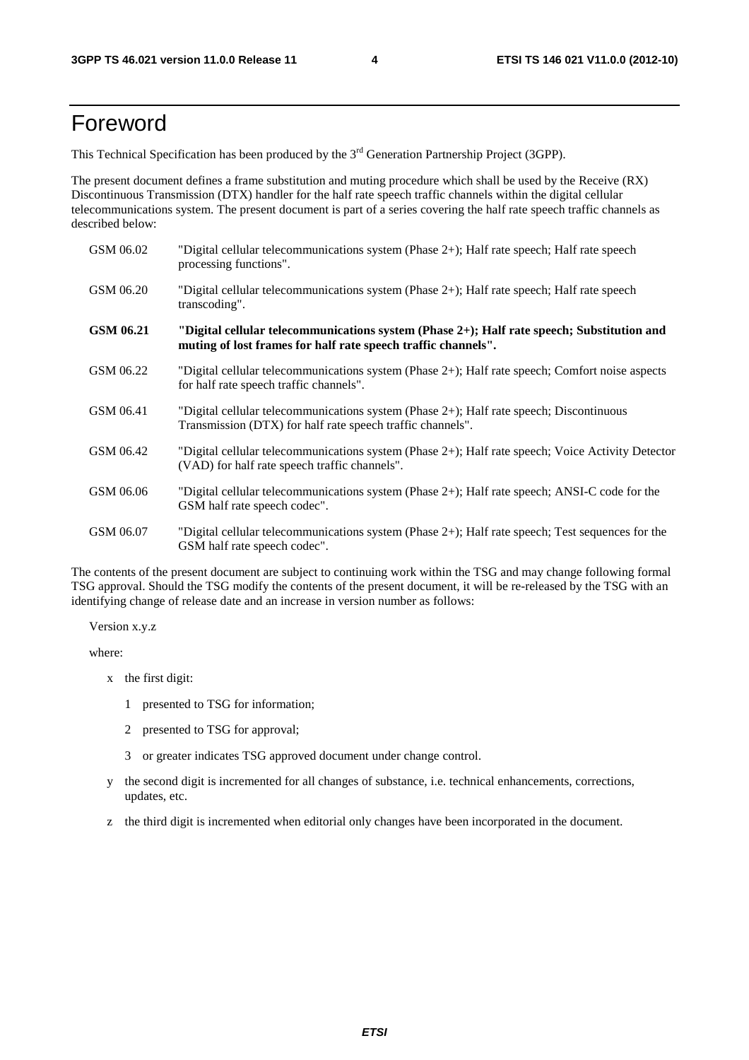# Foreword

This Technical Specification has been produced by the 3rd Generation Partnership Project (3GPP).

The present document defines a frame substitution and muting procedure which shall be used by the Receive (RX) Discontinuous Transmission (DTX) handler for the half rate speech traffic channels within the digital cellular telecommunications system. The present document is part of a series covering the half rate speech traffic channels as described below:

GSM 06.02 "Digital cellular telecommunications system (Phase 2+); Half rate speech; Half rate speech processing functions".

GSM 06.20 "Digital cellular telecommunications system (Phase 2+); Half rate speech; Half rate speech transcoding".

**GSM 06.21 "Digital cellular telecommunications system (Phase 2+); Half rate speech; Substitution and muting of lost frames for half rate speech traffic channels".**

GSM 06.22 "Digital cellular telecommunications system (Phase 2+); Half rate speech; Comfort noise aspects for half rate speech traffic channels".

GSM 06.41 "Digital cellular telecommunications system (Phase 2+); Half rate speech; Discontinuous Transmission (DTX) for half rate speech traffic channels".

GSM 06.42 "Digital cellular telecommunications system (Phase 2+); Half rate speech; Voice Activity Detector (VAD) for half rate speech traffic channels".

GSM 06.06 "Digital cellular telecommunications system (Phase 2+); Half rate speech; ANSI-C code for the GSM half rate speech codec".

GSM 06.07 "Digital cellular telecommunications system (Phase 2+); Half rate speech; Test sequences for the GSM half rate speech codec".

The contents of the present document are subject to continuing work within the TSG and may change following formal TSG approval. Should the TSG modify the contents of the present document, it will be re-released by the TSG with an identifying change of release date and an increase in version number as follows:

Version x.y.z

where:

- x the first digit:
  - 1 presented to TSG for information;
  - 2 presented to TSG for approval;
  - 3 or greater indicates TSG approved document under change control.
- y the second digit is incremented for all changes of substance, i.e. technical enhancements, corrections, updates, etc.
- z the third digit is incremented when editorial only changes have been incorporated in the document.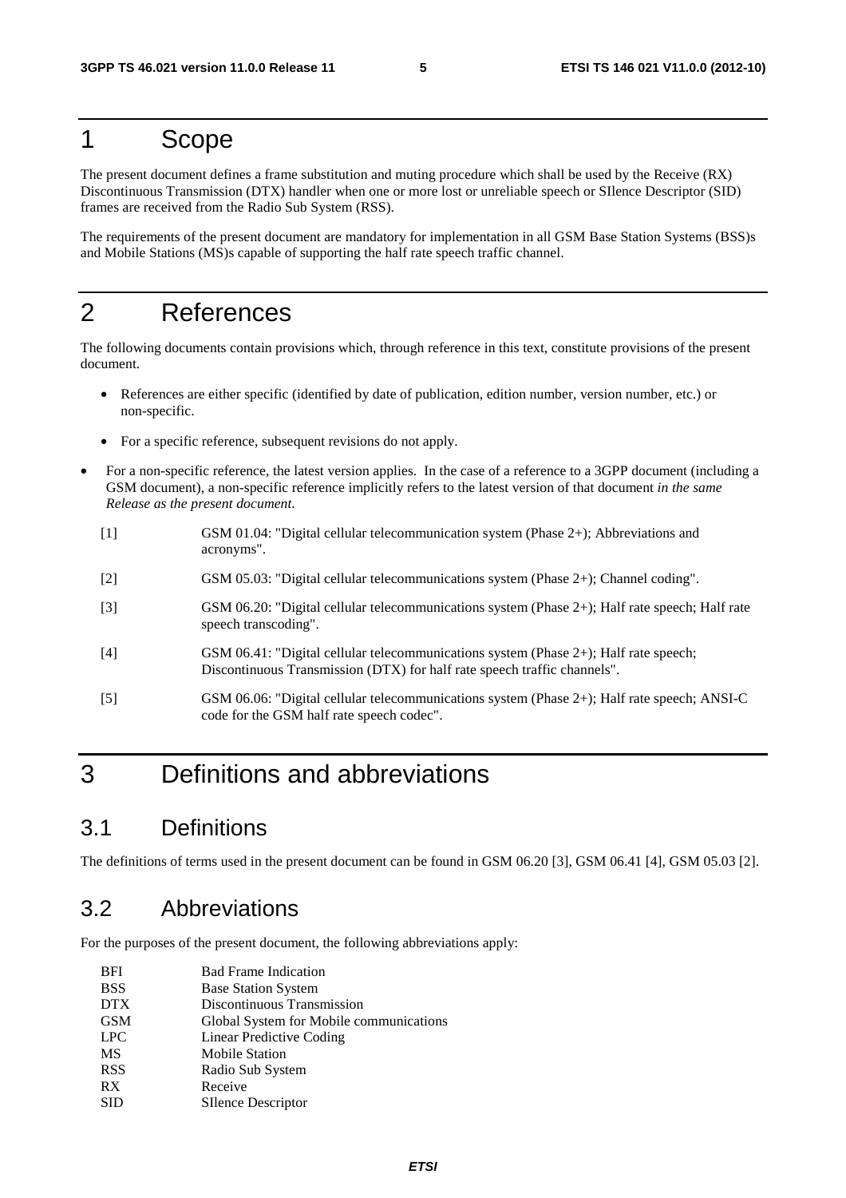# 1 Scope

The present document defines a frame substitution and muting procedure which shall be used by the Receive (RX) Discontinuous Transmission (DTX) handler when one or more lost or unreliable speech or SIlence Descriptor (SID) frames are received from the Radio Sub System (RSS).

The requirements of the present document are mandatory for implementation in all GSM Base Station Systems (BSS)s and Mobile Stations (MS)s capable of supporting the half rate speech traffic channel.

# 2 References

The following documents contain provisions which, through reference in this text, constitute provisions of the present document.

- References are either specific (identified by date of publication, edition number, version number, etc.) or non-specific.
- For a specific reference, subsequent revisions do not apply.
- For a non-specific reference, the latest version applies. In the case of a reference to a 3GPP document (including a GSM document), a non-specific reference implicitly refers to the latest version of that document *in the same Release as the present document*.

[1] GSM 01.04: "Digital cellular telecommunication system (Phase 2+); Abbreviations and acronyms".

[2] GSM 05.03: "Digital cellular telecommunications system (Phase 2+); Channel coding".

[3] GSM 06.20: "Digital cellular telecommunications system (Phase 2+); Half rate speech; Half rate speech transcoding".

[4] GSM 06.41: "Digital cellular telecommunications system (Phase 2+); Half rate speech; Discontinuous Transmission (DTX) for half rate speech traffic channels".

[5] GSM 06.06: "Digital cellular telecommunications system (Phase 2+); Half rate speech; ANSI-C code for the GSM half rate speech codec".

# 3 Definitions and abbreviations

## 3.1 Definitions

The definitions of terms used in the present document can be found in GSM 06.20 [3], GSM 06.41 [4], GSM 05.03 [2].

## 3.2 Abbreviations

For the purposes of the present document, the following abbreviations apply:

| | |
|---|---|
| BFI | Bad Frame Indication |
| BSS | Base Station System |
| DTX | Discontinuous Transmission |
| GSM | Global System for Mobile communications |
| LPC | Linear Predictive Coding |
| MS | Mobile Station |
| RSS | Radio Sub System |
| RX | Receive |
| SID | SIlence Descriptor |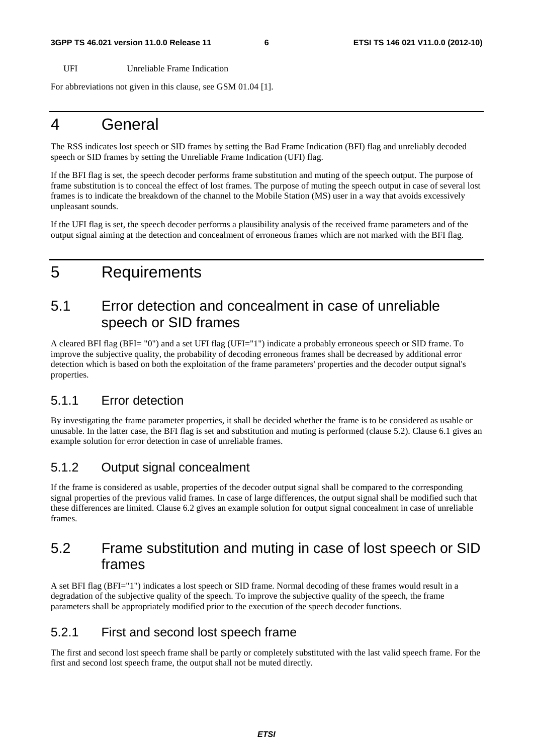UFI Unreliable Frame Indication

For abbreviations not given in this clause, see GSM 01.04 [1].

# 4 General

The RSS indicates lost speech or SID frames by setting the Bad Frame Indication (BFI) flag and unreliably decoded speech or SID frames by setting the Unreliable Frame Indication (UFI) flag.

If the BFI flag is set, the speech decoder performs frame substitution and muting of the speech output. The purpose of frame substitution is to conceal the effect of lost frames. The purpose of muting the speech output in case of several lost frames is to indicate the breakdown of the channel to the Mobile Station (MS) user in a way that avoids excessively unpleasant sounds.

If the UFI flag is set, the speech decoder performs a plausibility analysis of the received frame parameters and of the output signal aiming at the detection and concealment of erroneous frames which are not marked with the BFI flag.

# 5 Requirements

## 5.1 Error detection and concealment in case of unreliable speech or SID frames

A cleared BFI flag (BFI= "0") and a set UFI flag (UFI="1") indicate a probably erroneous speech or SID frame. To improve the subjective quality, the probability of decoding erroneous frames shall be decreased by additional error detection which is based on both the exploitation of the frame parameters' properties and the decoder output signal's properties.

### 5.1.1 Error detection

By investigating the frame parameter properties, it shall be decided whether the frame is to be considered as usable or unusable. In the latter case, the BFI flag is set and substitution and muting is performed (clause 5.2). Clause 6.1 gives an example solution for error detection in case of unreliable frames.

### 5.1.2 Output signal concealment

If the frame is considered as usable, properties of the decoder output signal shall be compared to the corresponding signal properties of the previous valid frames. In case of large differences, the output signal shall be modified such that these differences are limited. Clause 6.2 gives an example solution for output signal concealment in case of unreliable frames.

## 5.2 Frame substitution and muting in case of lost speech or SID frames

A set BFI flag (BFI="1") indicates a lost speech or SID frame. Normal decoding of these frames would result in a degradation of the subjective quality of the speech. To improve the subjective quality of the speech, the frame parameters shall be appropriately modified prior to the execution of the speech decoder functions.

### 5.2.1 First and second lost speech frame

The first and second lost speech frame shall be partly or completely substituted with the last valid speech frame. For the first and second lost speech frame, the output shall not be muted directly.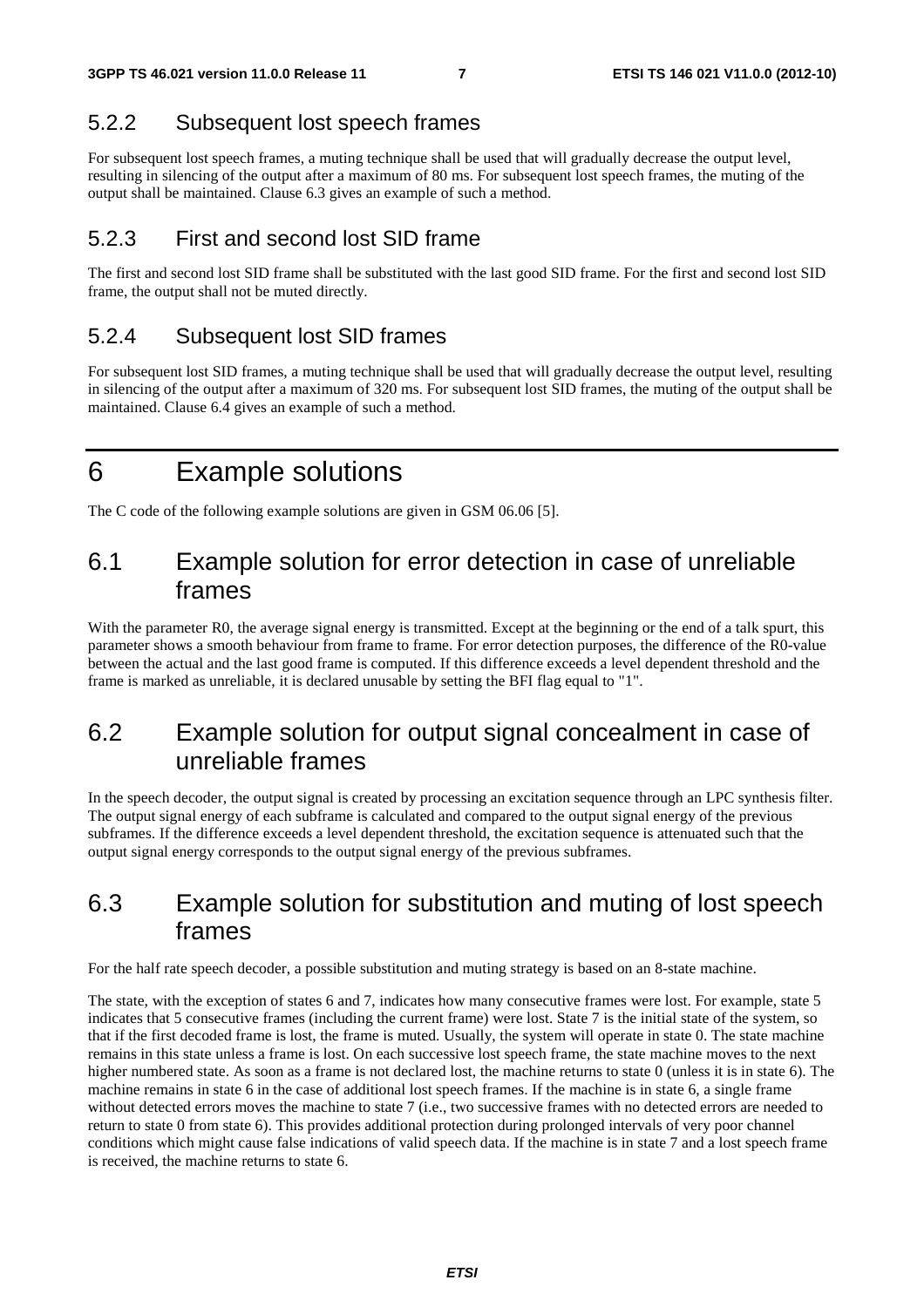### 5.2.2 Subsequent lost speech frames

For subsequent lost speech frames, a muting technique shall be used that will gradually decrease the output level, resulting in silencing of the output after a maximum of 80 ms. For subsequent lost speech frames, the muting of the output shall be maintained. Clause 6.3 gives an example of such a method.

### 5.2.3 First and second lost SID frame

The first and second lost SID frame shall be substituted with the last good SID frame. For the first and second lost SID frame, the output shall not be muted directly.

### 5.2.4 Subsequent lost SID frames

For subsequent lost SID frames, a muting technique shall be used that will gradually decrease the output level, resulting in silencing of the output after a maximum of 320 ms. For subsequent lost SID frames, the muting of the output shall be maintained. Clause 6.4 gives an example of such a method.

# 6 Example solutions

The C code of the following example solutions are given in GSM 06.06 [5].

## 6.1 Example solution for error detection in case of unreliable frames

With the parameter R0, the average signal energy is transmitted. Except at the beginning or the end of a talk spurt, this parameter shows a smooth behaviour from frame to frame. For error detection purposes, the difference of the R0-value between the actual and the last good frame is computed. If this difference exceeds a level dependent threshold and the frame is marked as unreliable, it is declared unusable by setting the BFI flag equal to "1".

## 6.2 Example solution for output signal concealment in case of unreliable frames

In the speech decoder, the output signal is created by processing an excitation sequence through an LPC synthesis filter. The output signal energy of each subframe is calculated and compared to the output signal energy of the previous subframes. If the difference exceeds a level dependent threshold, the excitation sequence is attenuated such that the output signal energy corresponds to the output signal energy of the previous subframes.

## 6.3 Example solution for substitution and muting of lost speech frames

For the half rate speech decoder, a possible substitution and muting strategy is based on an 8-state machine.

The state, with the exception of states 6 and 7, indicates how many consecutive frames were lost. For example, state 5 indicates that 5 consecutive frames (including the current frame) were lost. State 7 is the initial state of the system, so that if the first decoded frame is lost, the frame is muted. Usually, the system will operate in state 0. The state machine remains in this state unless a frame is lost. On each successive lost speech frame, the state machine moves to the next higher numbered state. As soon as a frame is not declared lost, the machine returns to state 0 (unless it is in state 6). The machine remains in state 6 in the case of additional lost speech frames. If the machine is in state 6, a single frame without detected errors moves the machine to state 7 (i.e., two successive frames with no detected errors are needed to return to state 0 from state 6). This provides additional protection during prolonged intervals of very poor channel conditions which might cause false indications of valid speech data. If the machine is in state 7 and a lost speech frame is received, the machine returns to state 6.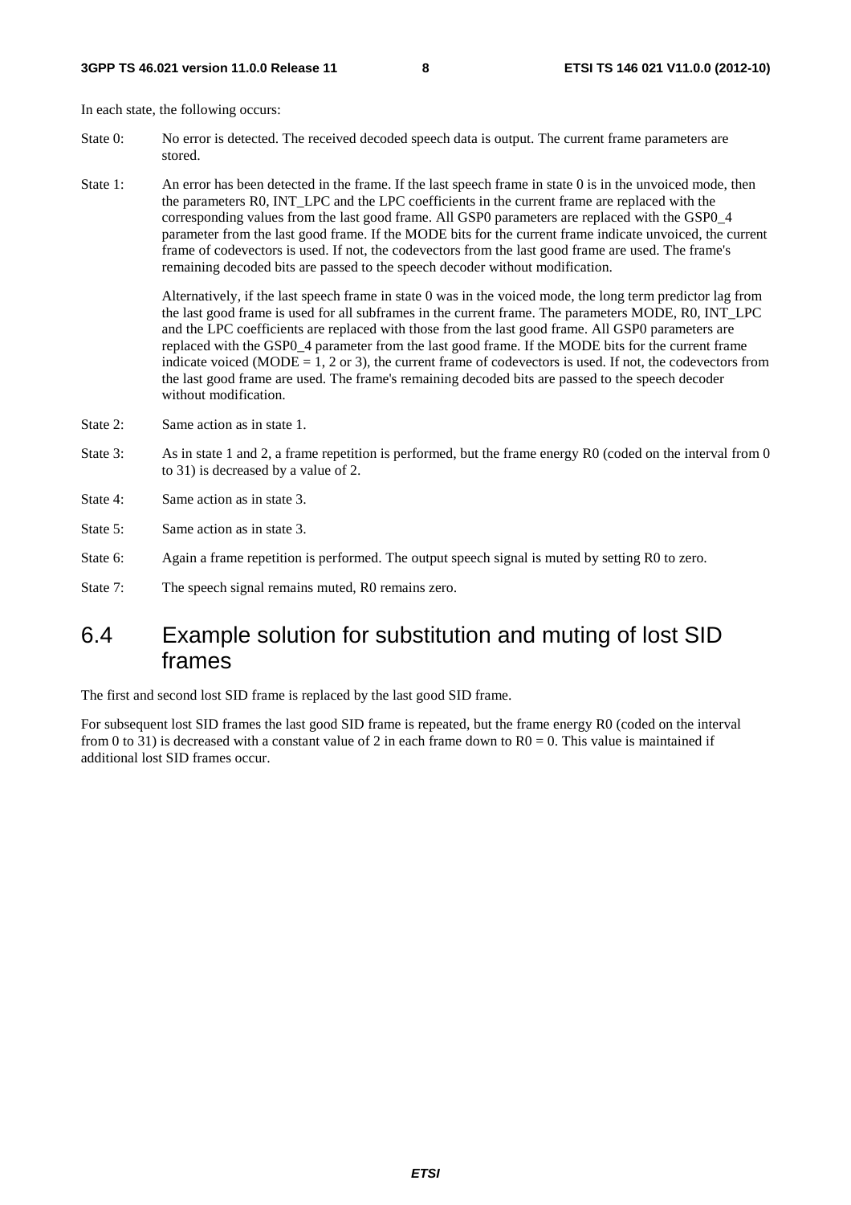In each state, the following occurs:

State 0: No error is detected. The received decoded speech data is output. The current frame parameters are stored.

State 1: An error has been detected in the frame. If the last speech frame in state 0 is in the unvoiced mode, then the parameters R0, INT_LPC and the LPC coefficients in the current frame are replaced with the corresponding values from the last good frame. All GSP0 parameters are replaced with the GSP0_4 parameter from the last good frame. If the MODE bits for the current frame indicate unvoiced, the current frame of codevectors is used. If not, the codevectors from the last good frame are used. The frame's remaining decoded bits are passed to the speech decoder without modification.

Alternatively, if the last speech frame in state 0 was in the voiced mode, the long term predictor lag from the last good frame is used for all subframes in the current frame. The parameters MODE, R0, INT_LPC and the LPC coefficients are replaced with those from the last good frame. All GSP0 parameters are replaced with the GSP0_4 parameter from the last good frame. If the MODE bits for the current frame indicate voiced (MODE = 1, 2 or 3), the current frame of codevectors is used. If not, the codevectors from the last good frame are used. The frame's remaining decoded bits are passed to the speech decoder without modification.

State 2: Same action as in state 1.

State 3: As in state 1 and 2, a frame repetition is performed, but the frame energy R0 (coded on the interval from 0 to 31) is decreased by a value of 2.

State 4: Same action as in state 3.

State 5: Same action as in state 3.

State 6: Again a frame repetition is performed. The output speech signal is muted by setting R0 to zero.

State 7: The speech signal remains muted, R0 remains zero.

## 6.4 Example solution for substitution and muting of lost SID frames

The first and second lost SID frame is replaced by the last good SID frame.

For subsequent lost SID frames the last good SID frame is repeated, but the frame energy R0 (coded on the interval from 0 to 31) is decreased with a constant value of 2 in each frame down to R0 = 0. This value is maintained if additional lost SID frames occur.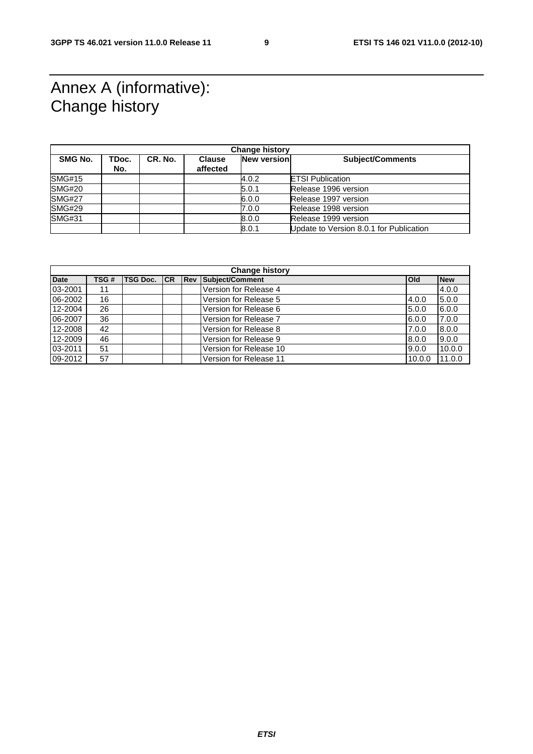# Annex A (informative): Change history

| Change history | | | | | |
|---|---|---|---|---|---|
| SMG No. | TDoc. No. | CR. No. | Clause affected | New version | Subject/Comments |
| SMG#15 | | | | 4.0.2 | ETSI Publication |
| SMG#20 | | | | 5.0.1 | Release 1996 version |
| SMG#27 | | | | 6.0.0 | Release 1997 version |
| SMG#29 | | | | 7.0.0 | Release 1998 version |
| SMG#31 | | | | 8.0.0 | Release 1999 version |
| | | | | 8.0.1 | Update to Version 8.0.1 for Publication |

| Change history | | | | | | | |
|---|---|---|---|---|---|---|---|
| Date | TSG # | TSG Doc. | CR | Rev | Subject/Comment | Old | New |
| 03-2001 | 11 | | | | Version for Release 4 | | 4.0.0 |
| 06-2002 | 16 | | | | Version for Release 5 | 4.0.0 | 5.0.0 |
| 12-2004 | 26 | | | | Version for Release 6 | 5.0.0 | 6.0.0 |
| 06-2007 | 36 | | | | Version for Release 7 | 6.0.0 | 7.0.0 |
| 12-2008 | 42 | | | | Version for Release 8 | 7.0.0 | 8.0.0 |
| 12-2009 | 46 | | | | Version for Release 9 | 8.0.0 | 9.0.0 |
| 03-2011 | 51 | | | | Version for Release 10 | 9.0.0 | 10.0.0 |
| 09-2012 | 57 | | | | Version for Release 11 | 10.0.0 | 11.0.0 |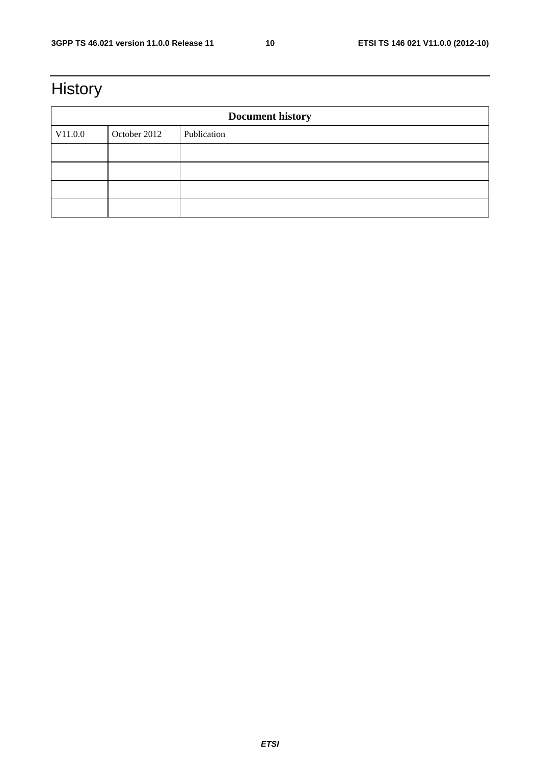# History

| Document history | | |
|---|---|---|
| V11.0.0 | October 2012 | Publication |
| | | |
| | | |
| | | |
| | | |